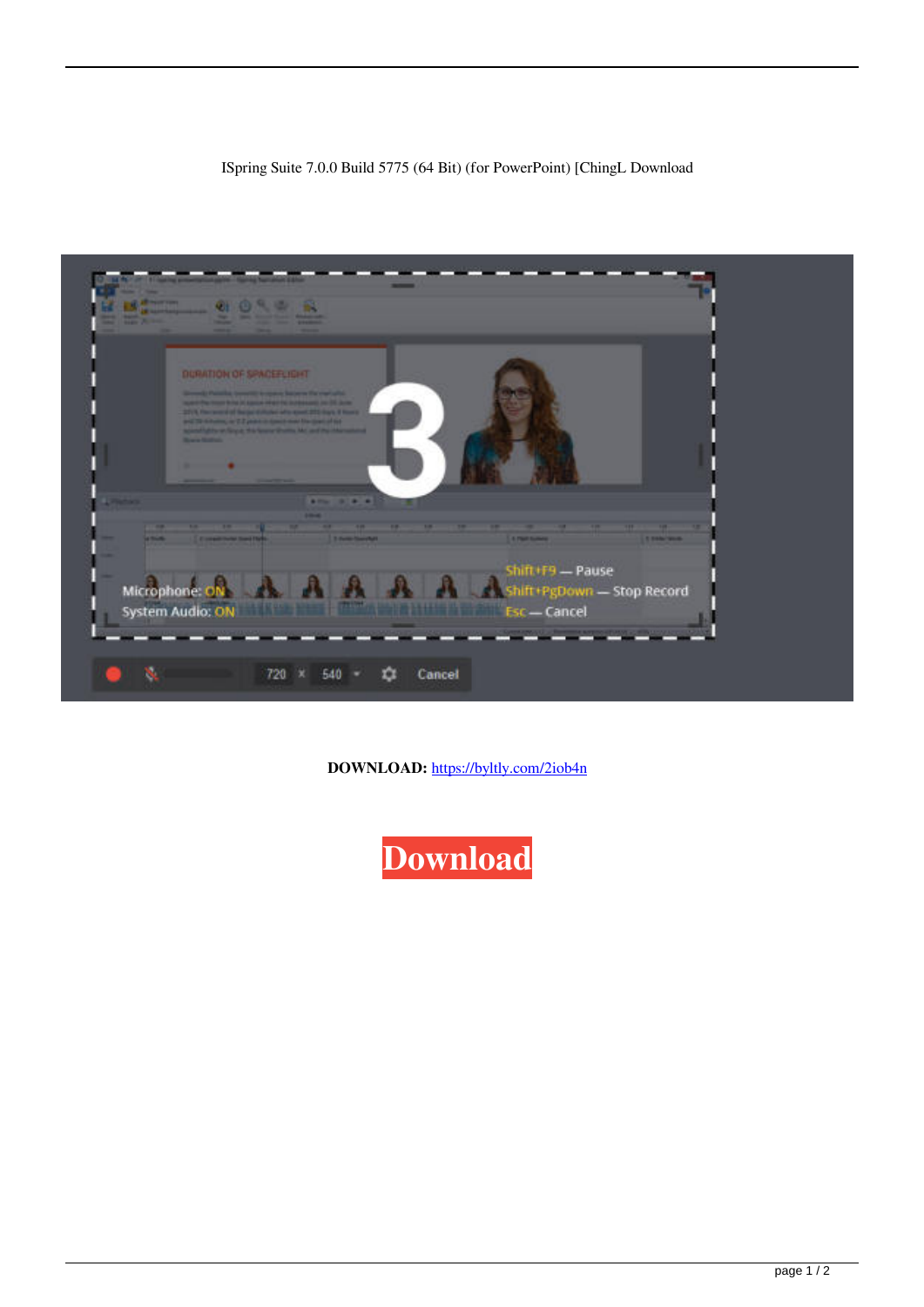ISpring Suite 7.0.0 Build 5775 (64 Bit) (for PowerPoint) [ChingL Download

**DOWNLOAD:** https://byltly.com/2iob4n

Download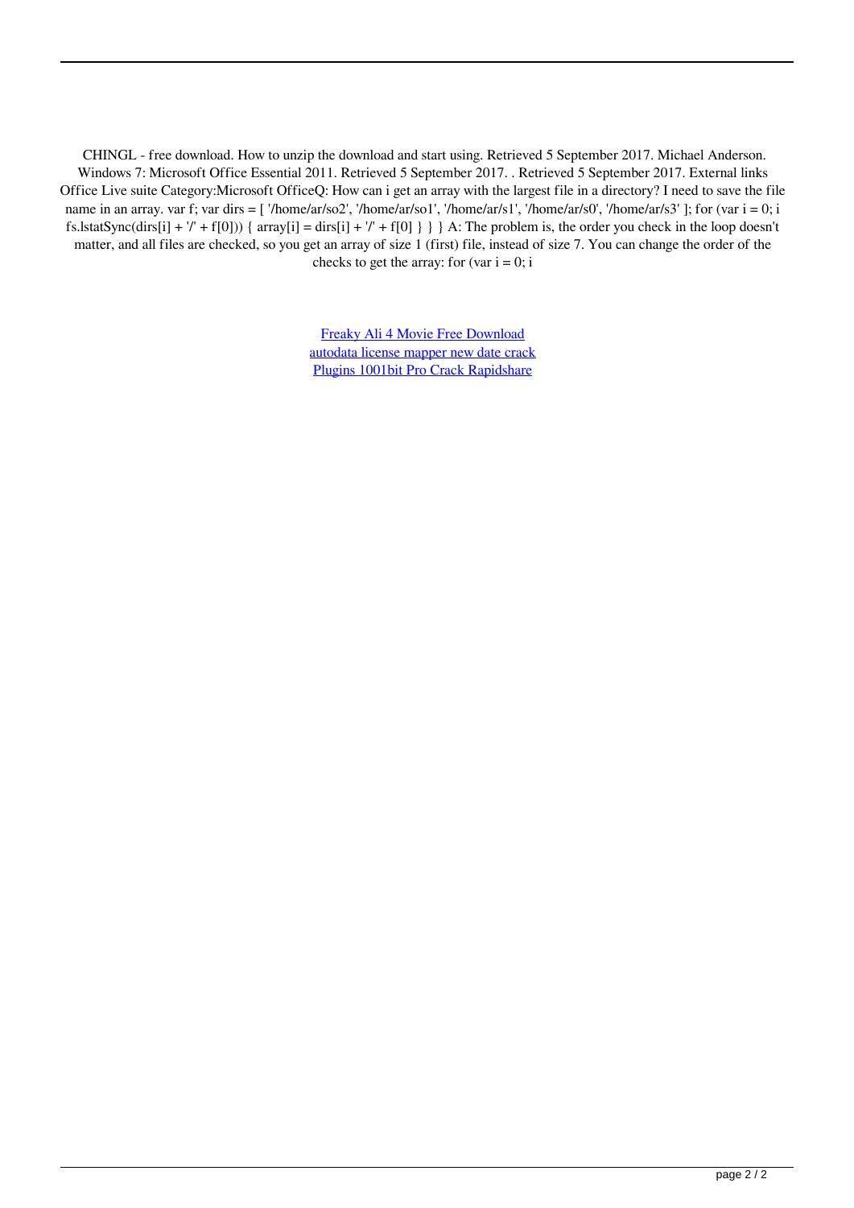CHINGL - free download. How to unzip the download and start using. Retrieved 5 September 2017. Michael Anderson. Windows 7: Microsoft Office Essential 2011. Retrieved 5 September 2017. . Retrieved 5 September 2017. External links Office Live suite Category:Microsoft OfficeQ: How can i get an array with the largest file in a directory? I need to save the file name in an array. var f; var dirs = [ '/home/ar/so2', '/home/ar/so1', '/home/ar/s1', '/home/ar/s0', '/home/ar/s3' ]; for (var i = 0; i fs.lstatSync(dirs[i] + '/' + f[0])) { array[i] = dirs[i] + '/' + f[0] } } } A: The problem is, the order you check in the loop doesn't matter, and all files are checked, so you get an array of size 1 (first) file, instead of size 7. You can change the order of the checks to get the array: for (var i = 0; i

Freaky Ali 4 Movie Free Download
autodata license mapper new date crack
Plugins 1001bit Pro Crack Rapidshare